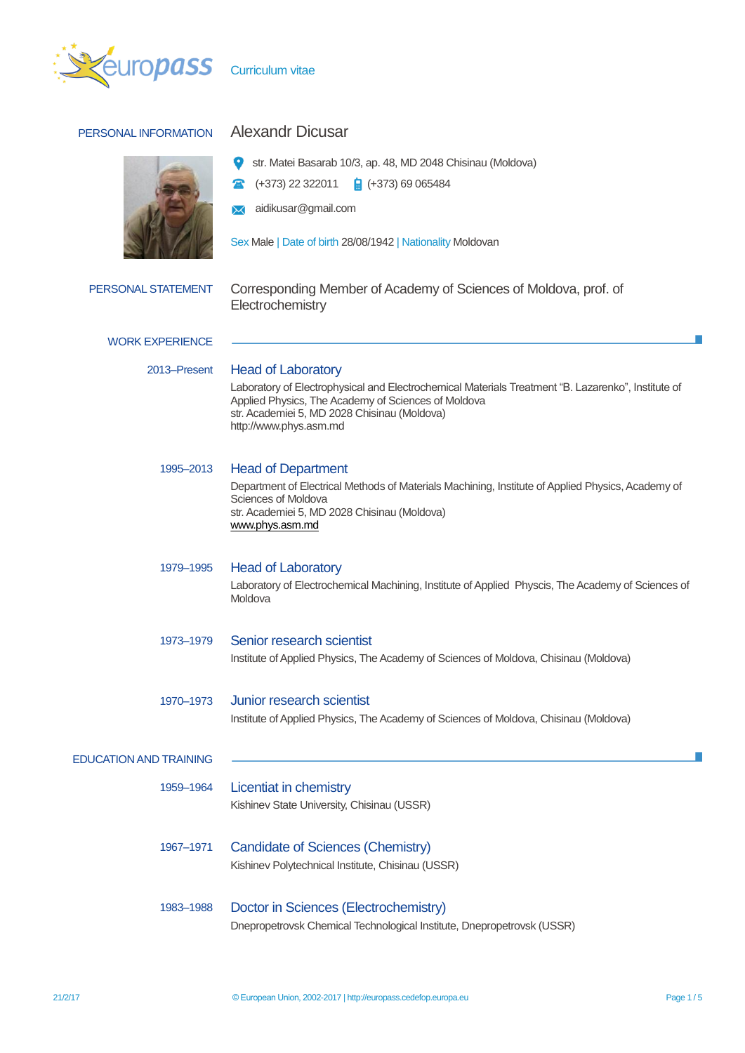Curriculum vitae

## PERSONAL INFORMATION

# Alexandr Dicusar

str. Matei Basarab 10/3, ap. 48, MD 2048 Chisinau (Moldova)

(+373) 22 322011 (+373) 69 065484

aidikusar@gmail.com

Sex Male | Date of birth 28/08/1942 | Nationality Moldovan

## PERSONAL STATEMENT

Corresponding Member of Academy of Sciences of Moldova, prof. of Electrochemistry

## WORK EXPERIENCE

**2013–Present**

### Head of Laboratory

Laboratory of Electrophysical and Electrochemical Materials Treatment "B. Lazarenko", Institute of Applied Physics, The Academy of Sciences of Moldova
str. Academiei 5, MD 2028 Chisinau (Moldova)
http://www.phys.asm.md

**1995–2013**

### Head of Department

Department of Electrical Methods of Materials Machining, Institute of Applied Physics, Academy of Sciences of Moldova
str. Academiei 5, MD 2028 Chisinau (Moldova)
www.phys.asm.md

**1979–1995**

### Head of Laboratory

Laboratory of Electrochemical Machining, Institute of Applied Physcis, The Academy of Sciences of Moldova

**1973–1979**

### Senior research scientist

Institute of Applied Physics, The Academy of Sciences of Moldova, Chisinau (Moldova)

**1970–1973**

### Junior research scientist

Institute of Applied Physics, The Academy of Sciences of Moldova, Chisinau (Moldova)

## EDUCATION AND TRAINING

**1959–1964**

### Licentiat in chemistry

Kishinev State University, Chisinau (USSR)

**1967–1971**

### Candidate of Sciences (Chemistry)

Kishinev Polytechnical Institute, Chisinau (USSR)

**1983–1988**

### Doctor in Sciences (Electrochemistry)

Dnepropetrovsk Chemical Technological Institute, Dnepropetrovsk (USSR)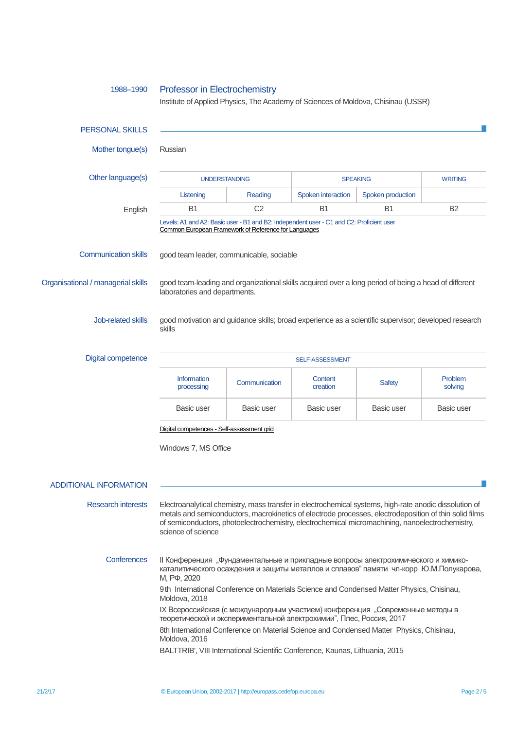1988–1990

### Professor in Electrochemistry

Institute of Applied Physics, The Academy of Sciences of Moldova, Chisinau (USSR)

## PERSONAL SKILLS

**Mother tongue(s)**

Russian

**Other language(s)**

| | UNDERSTANDING | | SPEAKING | | WRITING |
|---|---|---|---|---|---|
| | Listening | Reading | Spoken interaction | Spoken production | |
| English | B1 | C2 | B1 | B1 | B2 |

Levels: A1 and A2: Basic user - B1 and B2: Independent user - C1 and C2: Proficient user
Common European Framework of Reference for Languages

**Communication skills**

good team leader, communicable, sociable

**Organisational / managerial skills**

good team-leading and organizational skills acquired over a long period of being a head of different laboratories and departments.

**Job-related skills**

good motivation and guidance skills; broad experience as a scientific supervisor; developed research skills

**Digital competence**

| SELF-ASSESSMENT | | | | |
|---|---|---|---|---|
| Information processing | Communication | Content creation | Safety | Problem solving |
| Basic user | Basic user | Basic user | Basic user | Basic user |

Digital competences - Self-assessment grid

Windows 7, MS Office

## ADDITIONAL INFORMATION

**Research interests**

Electroanalytical chemistry, mass transfer in electrochemical systems, high-rate anodic dissolution of metals and semiconductors, macrokinetics of electrode processes, electrodeposition of thin solid films of semiconductors, photoelectrochemistry, electrochemical micromachining, nanoelectrochemistry, science of science

**Conferences**

II Конференция „Фундаментальные и прикладные вопросы электрохимического и химико-каталитического осаждения и защиты металлов и сплавов" памяти чл-корр Ю.М.Полукарова, М, РФ, 2020

9th International Conference on Materials Science and Condensed Matter Physics, Chisinau, Moldova, 2018

IX Всероссийская (с международным участием) конференция „Современные методы в теоретической и экспериментальной электрохимии", Плес, Россия, 2017

8th International Conference on Material Science and Condensed Matter Physics, Chisinau, Moldova, 2016

BALTTRIB', VIII International Scientific Conference, Kaunas, Lithuania, 2015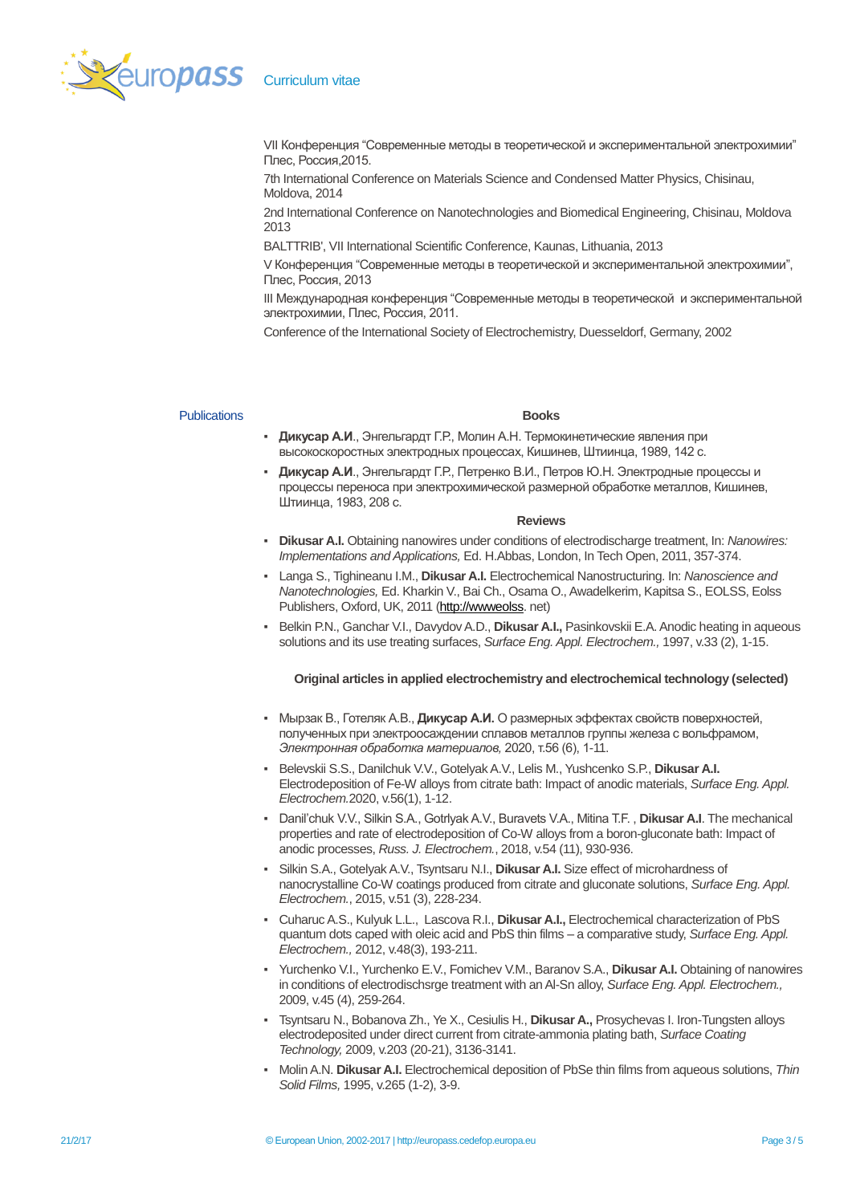VII Конференция “Современные методы в теоретической и экспериментальной электрохимии” Плес, Россия,2015.

7th International Conference on Materials Science and Condensed Matter Physics, Chisinau, Moldova, 2014

2nd International Conference on Nanotechnologies and Biomedical Engineering, Chisinau, Moldova 2013

BALTTRIB', VII International Scientific Conference, Kaunas, Lithuania, 2013

V Конференция “Современные методы в теоретической и экспериментальной электрохимии”, Плес, Россия, 2013

III Международная конференция “Современные методы в теоретической и экспериментальной электрохимии, Плес, Россия, 2011.

Conference of the International Society of Electrochemistry, Duesseldorf, Germany, 2002

## Publications

### Books

- **Дикусар А.И.**, Энгельгардт Г.Р., Молин А.Н. Термокинетические явления при высокоскоростных электродных процессах, Кишинев, Штиинца, 1989, 142 с.
- **Дикусар А.И.**, Энгельгардт Г.Р., Петренко В.И., Петров Ю.Н. Электродные процессы и процессы переноса при электрохимической размерной обработке металлов, Кишинев, Штиинца, 1983, 208 с.

### Reviews

- **Dikusar A.I.** Obtaining nanowires under conditions of electrodischarge treatment, In: *Nanowires: Implementations and Applications,* Ed. H.Abbas, London, In Tech Open, 2011, 357-374.
- Langa S., Tighineanu I.M., **Dikusar A.I.** Electrochemical Nanostructuring. In: *Nanoscience and Nanotechnologies,* Ed. Kharkin V., Bai Ch., Osama O., Awadelkerim, Kapitsa S., EOLSS, Eolss Publishers, Oxford, UK, 2011 (http://wwweolss. net)
- Belkin P.N., Ganchar V.I., Davydov A.D., **Dikusar A.I.,** Pasinkovskii E.A. Anodic heating in aqueous solutions and its use treating surfaces, *Surface Eng. Appl. Electrochem.,* 1997, v.33 (2), 1-15.

### Original articles in applied electrochemistry and electrochemical technology (selected)

- Мырзак В., Готеляк А.В., **Дикусар А.И.** О размерных эффектах свойств поверхностей, полученных при электроосаждении сплавов металлов группы железа с вольфрамом, *Электронная обработка материалов,* 2020, т.56 (6), 1-11.
- Belevskii S.S., Danilchuk V.V., Gotelyak A.V., Lelis M., Yushchenko S.P., **Dikusar A.I.** Electrodeposition of Fe-W alloys from citrate bath: Impact of anodic materials, *Surface Eng. Appl. Electrochem.*2020, v.56(1), 1-12.
- Danil'chuk V.V., Silkin S.A., Gotrlyak A.V., Buravets V.A., Mitina T.F. , **Dikusar A.I**. The mechanical properties and rate of electrodeposition of Co-W alloys from a boron-gluconate bath: Impact of anodic processes, *Russ. J. Electrochem.*, 2018, v.54 (11), 930-936.
- Silkin S.A., Gotelyak A.V., Tsyntsaru N.I., **Dikusar A.I.** Size effect of microhardness of nanocrystalline Co-W coatings produced from citrate and gluconate solutions, *Surface Eng. Appl. Electrochem.*, 2015, v.51 (3), 228-234.
- Cuharuc A.S., Kulyuk L.L., Lascova R.I., **Dikusar A.I.,** Electrochemical characterization of PbS quantum dots caped with oleic acid and PbS thin films – a comparative study, *Surface Eng. Appl. Electrochem.,* 2012, v.48(3), 193-211.
- Yurchenko V.I., Yurchenko E.V., Fomichev V.M., Baranov S.A., **Dikusar A.I.** Obtaining of nanowires in conditions of electrodischsrge treatment with an Al-Sn alloy, *Surface Eng. Appl. Electrochem.,* 2009, v.45 (4), 259-264.
- Tsyntsaru N., Bobanova Zh., Ye X., Cesiulis H., **Dikusar A.,** Prosychevas I. Iron-Tungsten alloys electrodeposited under direct current from citrate-ammonia plating bath, *Surface Coating Technology,* 2009, v.203 (20-21), 3136-3141.
- Molin A.N. **Dikusar A.I.** Electrochemical deposition of PbSe thin films from aqueous solutions, *Thin Solid Films,* 1995, v.265 (1-2), 3-9.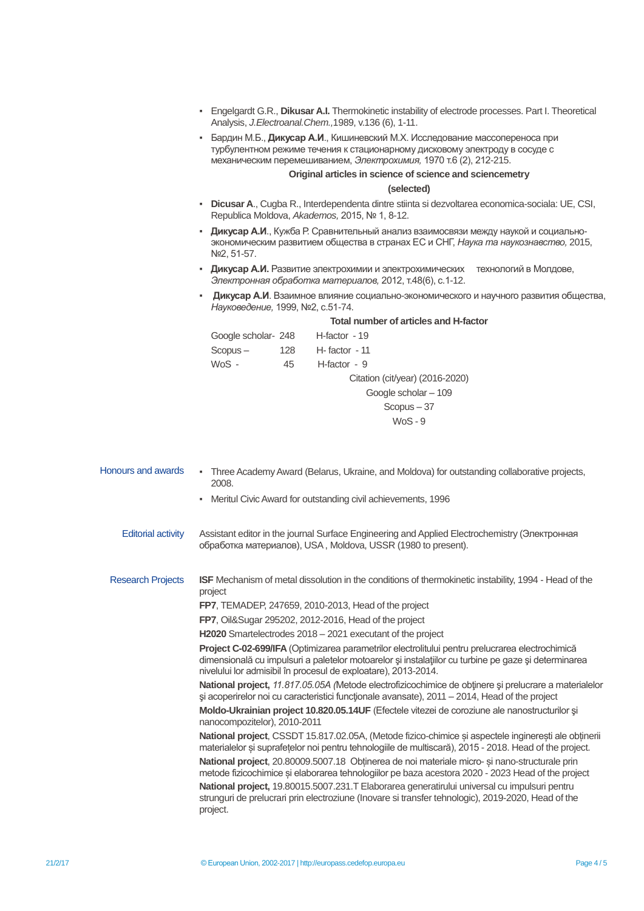- Engelgardt G.R., **Dikusar A.I.** Thermokinetic instability of electrode processes. Part I. Theoretical Analysis, *J.Electroanal.Chem.,*1989, v.136 (6), 1-11.
- Бардин М.Б., **Дикусар А.И.**, Кишиневский М.Х. Исследование массопереноса при турбулентном режиме течения к стационарному дисковому электроду в сосуде с механическим перемешиванием, *Электрохимия,* 1970 т.6 (2), 212-215.

**Original articles in science of science and sciencemetry**

**(selected)**

- **Dicusar A**., Cugba R., Interdependenta dintre stiinta si dezvoltarea economica-sociala: UE, CSI, Republica Moldova, *Akademos,* 2015, № 1, 8-12.
- **Дикусар А.И.**, Кужба Р. Сравнительный анализ взаимосвязи между наукой и социально-экономическим развитием общества в странах ЕС и СНГ, *Наука та наукознавство,* 2015, №2, 51-57.
- **Дикусар А.И.** Развитие электрохимии и электрохимических технологий в Молдове, *Электронная обработка материалов,* 2012, т.48(6), с.1-12.
- **Дикусар А.И**. Взаимное влияние социально-экономического и научного развития общества, *Науковедение,* 1999, №2, с.51-74.

**Total number of articles and H-factor**

| | | |
|---|---|---|
| Google scholar- | 248 | H-factor - 19 |
| Scopus – | 128 | H- factor - 11 |
| WoS - | 45 | H-factor - 9 |

Citation (cit/year) (2016-2020)

Google scholar – 109

Scopus – 37

WoS - 9

## Honours and awards

- Three Academy Award (Belarus, Ukraine, and Moldova) for outstanding collaborative projects, 2008.
- Meritul Civic Award for outstanding civil achievements, 1996

## Editorial activity

Assistant editor in the journal Surface Engineering and Applied Electrochemistry (Электронная обработка материалов), USA , Moldova, USSR (1980 to present).

## Research Projects

**ISF** Mechanism of metal dissolution in the conditions of thermokinetic instability, 1994 - Head of the project

**FP7**, TEMADEP, 247659, 2010-2013, Head of the project

**FP7**, Oil&Sugar 295202, 2012-2016, Head of the project

**H2020** Smartelectrodes 2018 – 2021 executant of the project

**Project C-02-699/IFA** (Optimizarea parametrilor electrolitului pentru prelucrarea electrochimică dimensională cu impulsuri a paletelor motoarelor şi instalaţiilor cu turbine pe gaze şi determinarea nivelului lor admisibil în procesul de exploatare), 2013-2014.

**National project,** *11.817.05.05A (*Metode electrofizicochimice de obţinere şi prelucrare a materialelor şi acoperirelor noi cu caracteristici funcţionale avansate), 2011 – 2014, Head of the project

**Moldo-Ukrainian project 10.820.05.14UF** (Efectele vitezei de coroziune ale nanostructurilor şi nanocompozitelor), 2010-2011

**National project**, CSSDT 15.817.02.05A, (Metode fizico-chimice și aspectele inginerești ale obținerii materialelor și suprafețelor noi pentru tehnologiile de multiscară), 2015 - 2018. Head of the project.

**National project**, 20.80009.5007.18 Obținerea de noi materiale micro- și nano-structurale prin metode fizicochimice și elaborarea tehnologiilor pe baza acestora 2020 - 2023 Head of the project

**National project,** 19.80015.5007.231.T Elaborarea generatirului universal cu impulsuri pentru strunguri de prelucrari prin electroziune (Inovare si transfer tehnologic), 2019-2020, Head of the project.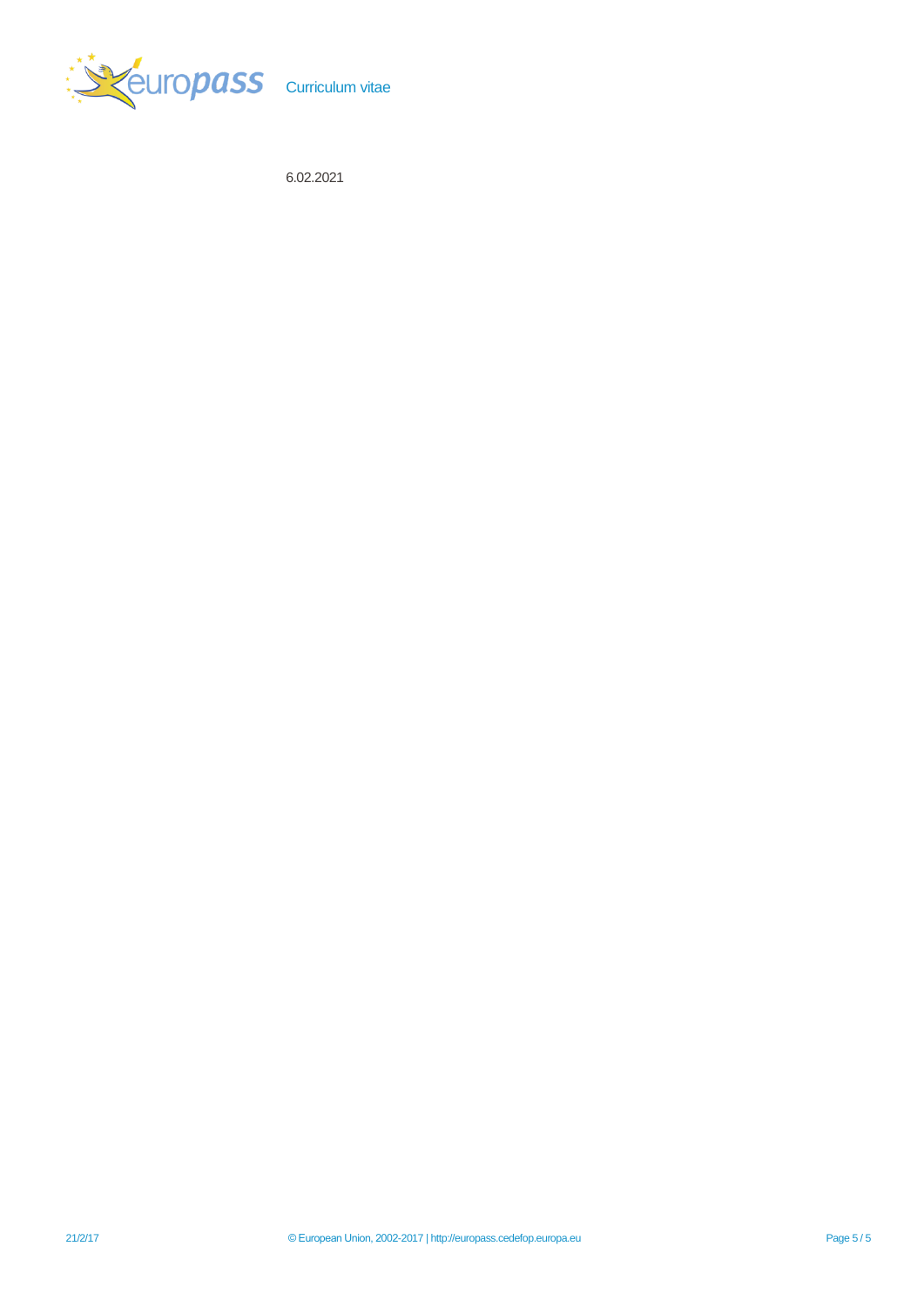6.02.2021